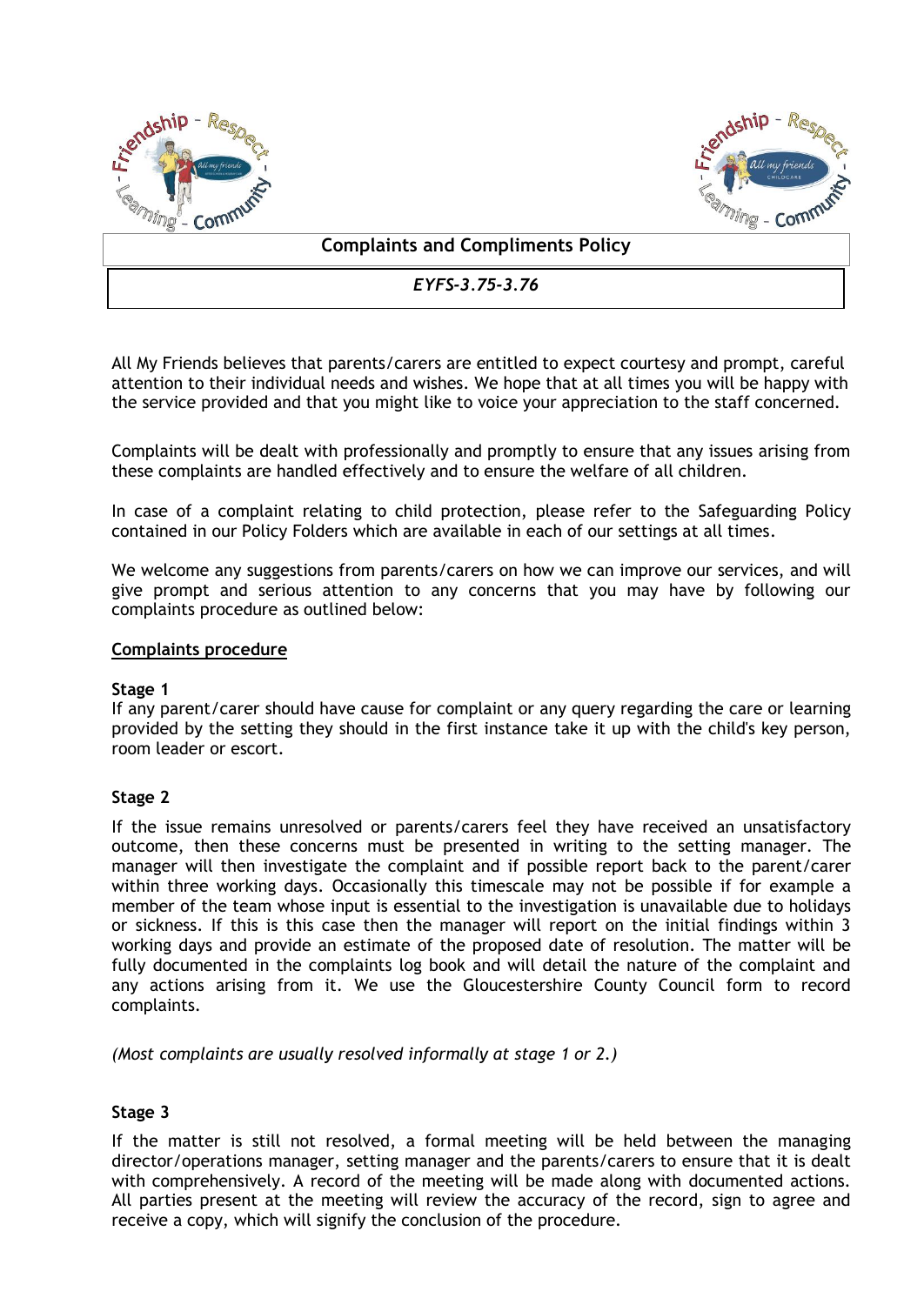# Complaints and Compliments Policy

*EYFS-3.75-3.76*

All My Friends believes that parents/carers are entitled to expect courtesy and prompt, careful attention to their individual needs and wishes. We hope that at all times you will be happy with the service provided and that you might like to voice your appreciation to the staff concerned.

Complaints will be dealt with professionally and promptly to ensure that any issues arising from these complaints are handled effectively and to ensure the welfare of all children.

In case of a complaint relating to child protection, please refer to the Safeguarding Policy contained in our Policy Folders which are available in each of our settings at all times.

We welcome any suggestions from parents/carers on how we can improve our services, and will give prompt and serious attention to any concerns that you may have by following our complaints procedure as outlined below:

## Complaints procedure

**Stage 1**

If any parent/carer should have cause for complaint or any query regarding the care or learning provided by the setting they should in the first instance take it up with the child's key person, room leader or escort.

**Stage 2**

If the issue remains unresolved or parents/carers feel they have received an unsatisfactory outcome, then these concerns must be presented in writing to the setting manager. The manager will then investigate the complaint and if possible report back to the parent/carer within three working days. Occasionally this timescale may not be possible if for example a member of the team whose input is essential to the investigation is unavailable due to holidays or sickness. If this is this case then the manager will report on the initial findings within 3 working days and provide an estimate of the proposed date of resolution. The matter will be fully documented in the complaints log book and will detail the nature of the complaint and any actions arising from it. We use the Gloucestershire County Council form to record complaints.

*(Most complaints are usually resolved informally at stage 1 or 2.)*

**Stage 3**

If the matter is still not resolved, a formal meeting will be held between the managing director/operations manager, setting manager and the parents/carers to ensure that it is dealt with comprehensively. A record of the meeting will be made along with documented actions. All parties present at the meeting will review the accuracy of the record, sign to agree and receive a copy, which will signify the conclusion of the procedure.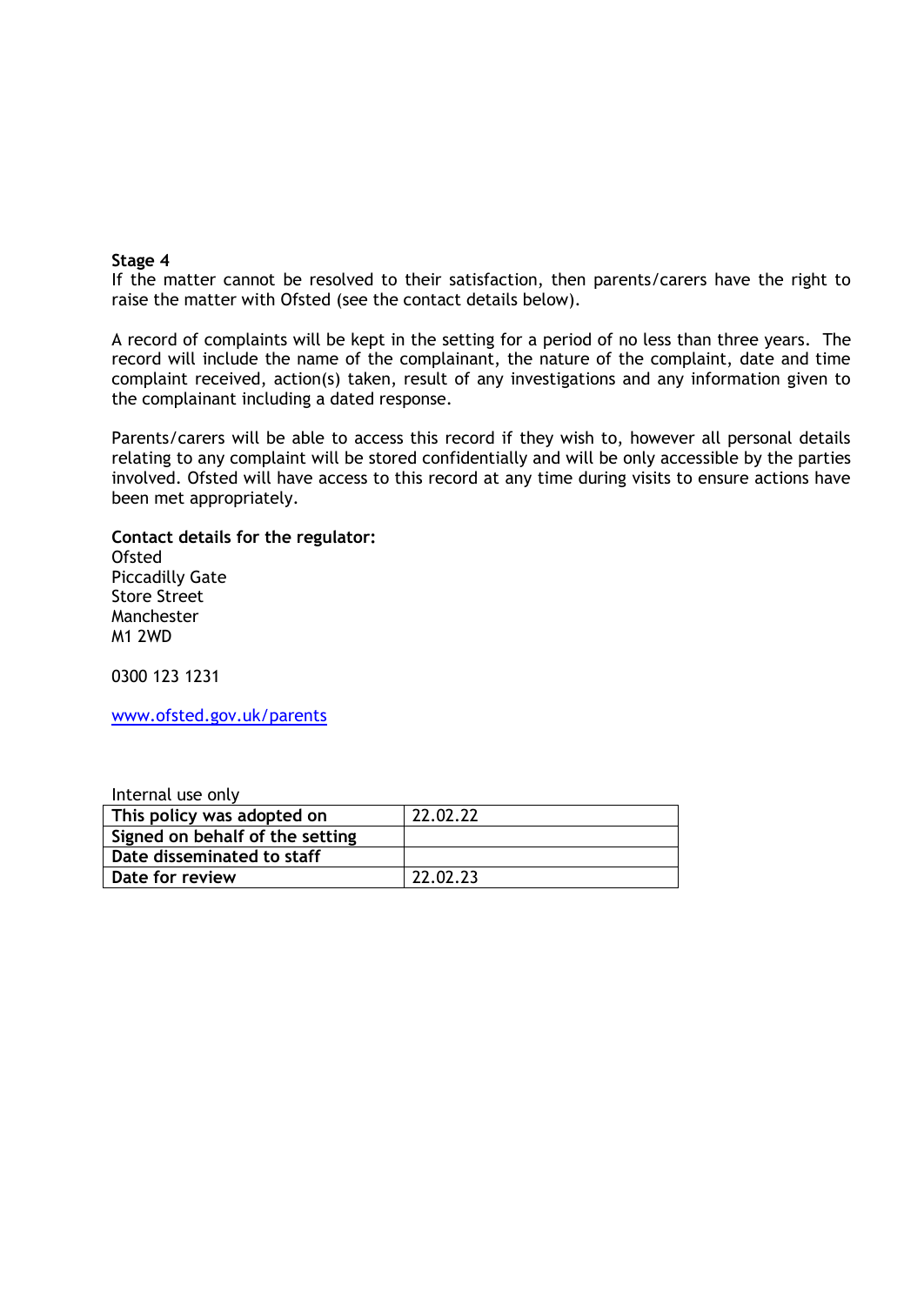**Stage 4**

If the matter cannot be resolved to their satisfaction, then parents/carers have the right to raise the matter with Ofsted (see the contact details below).

A record of complaints will be kept in the setting for a period of no less than three years. The record will include the name of the complainant, the nature of the complaint, date and time complaint received, action(s) taken, result of any investigations and any information given to the complainant including a dated response.

Parents/carers will be able to access this record if they wish to, however all personal details relating to any complaint will be stored confidentially and will be only accessible by the parties involved. Ofsted will have access to this record at any time during visits to ensure actions have been met appropriately.

**Contact details for the regulator:**

Ofsted
Piccadilly Gate
Store Street
Manchester
M1 2WD

0300 123 1231

[www.ofsted.gov.uk/parents](http://www.ofsted.gov.uk/parents)

Internal use only

| | |
|---|---|
| **This policy was adopted on** | 22.02.22 |
| **Signed on behalf of the setting** | |
| **Date disseminated to staff** | |
| **Date for review** | 22.02.23 |